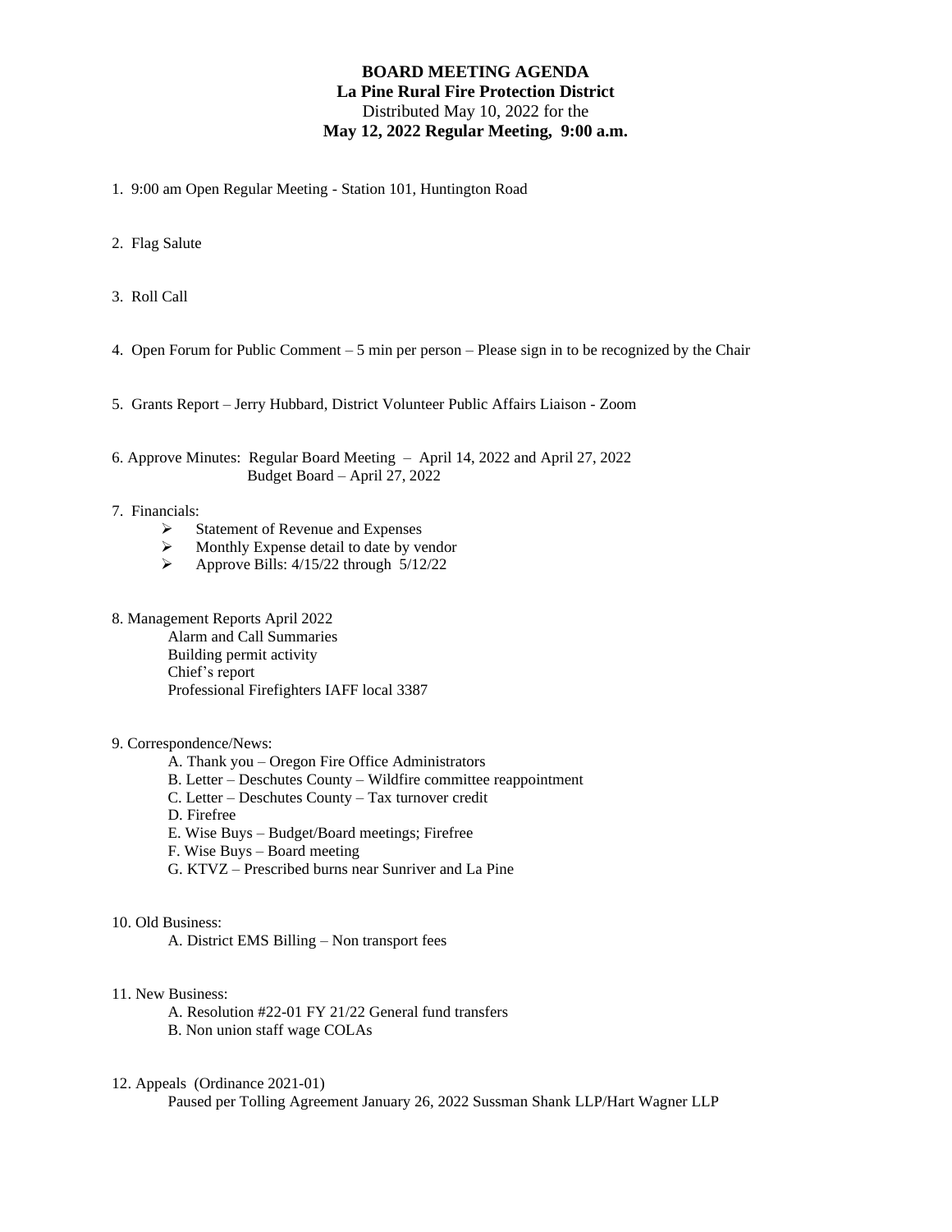**BOARD MEETING AGENDA**
**La Pine Rural Fire Protection District**
Distributed May 10, 2022 for the
**May 12, 2022 Regular Meeting, 9:00 a.m.**

1. 9:00 am Open Regular Meeting - Station 101, Huntington Road

2. Flag Salute

3. Roll Call

4. Open Forum for Public Comment – 5 min per person – Please sign in to be recognized by the Chair

5. Grants Report – Jerry Hubbard, District Volunteer Public Affairs Liaison - Zoom

6. Approve Minutes: Regular Board Meeting – April 14, 2022 and April 27, 2022
   Budget Board – April 27, 2022

7. Financials:
   - Statement of Revenue and Expenses
   - Monthly Expense detail to date by vendor
   - Approve Bills: 4/15/22 through 5/12/22

8. Management Reports April 2022
   Alarm and Call Summaries
   Building permit activity
   Chief's report
   Professional Firefighters IAFF local 3387

9. Correspondence/News:
   A. Thank you – Oregon Fire Office Administrators
   B. Letter – Deschutes County – Wildfire committee reappointment
   C. Letter – Deschutes County – Tax turnover credit
   D. Firefree
   E. Wise Buys – Budget/Board meetings; Firefree
   F. Wise Buys – Board meeting
   G. KTVZ – Prescribed burns near Sunriver and La Pine

10. Old Business:
    A. District EMS Billing – Non transport fees

11. New Business:
    A. Resolution #22-01 FY 21/22 General fund transfers
    B. Non union staff wage COLAs

12. Appeals (Ordinance 2021-01)
    Paused per Tolling Agreement January 26, 2022 Sussman Shank LLP/Hart Wagner LLP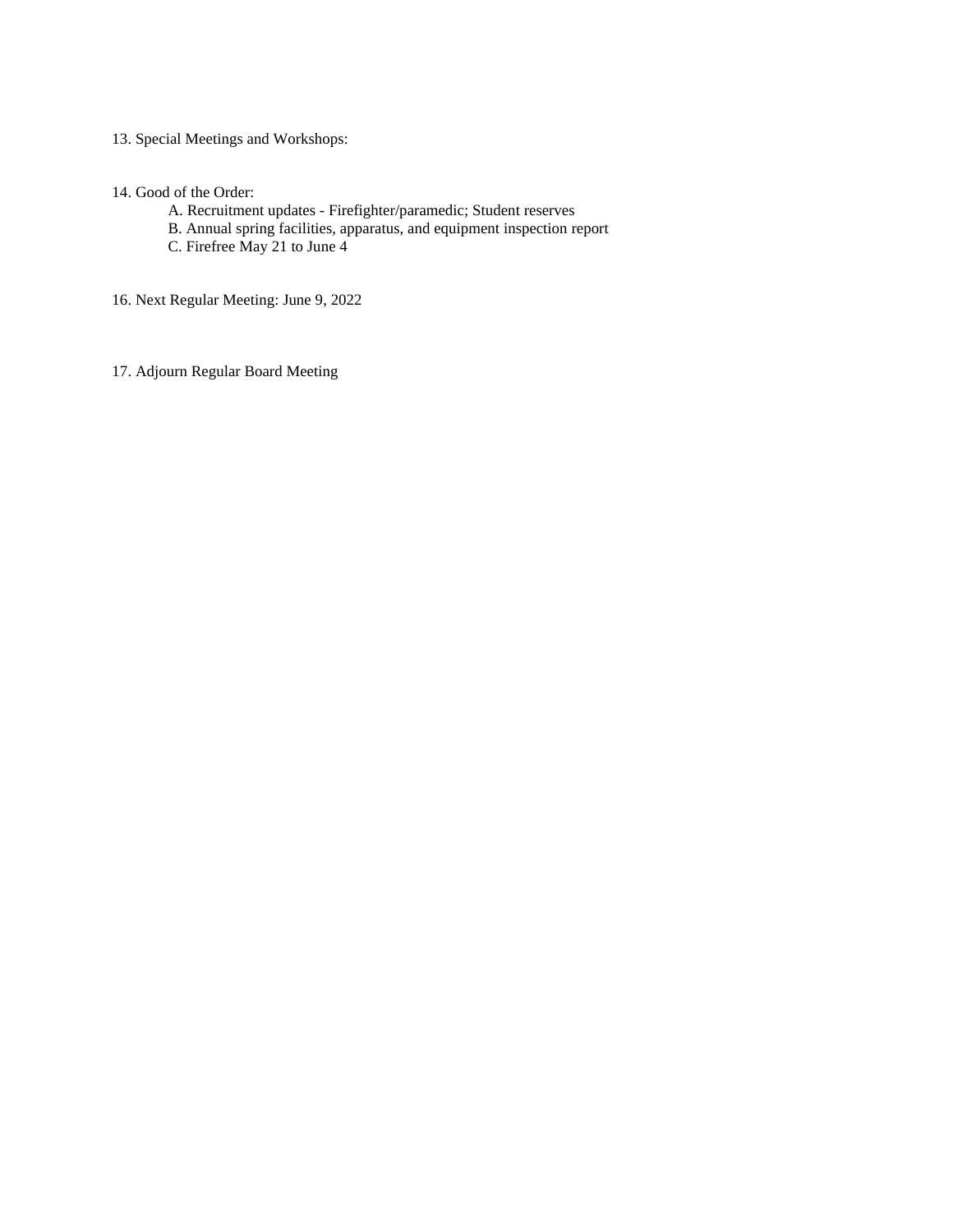13. Special Meetings and Workshops:

14. Good of the Order:
    - A. Recruitment updates - Firefighter/paramedic; Student reserves
    - B. Annual spring facilities, apparatus, and equipment inspection report
    - C. Firefree May 21 to June 4

16. Next Regular Meeting: June 9, 2022

17. Adjourn Regular Board Meeting